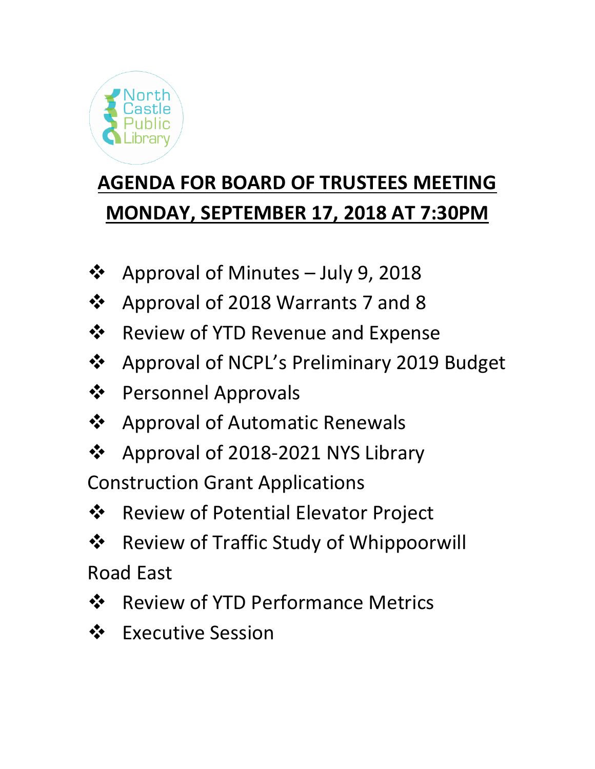North Castle Public Library

# AGENDA FOR BOARD OF TRUSTEES MEETING

# MONDAY, SEPTEMBER 17, 2018 AT 7:30PM

- Approval of Minutes – July 9, 2018
- Approval of 2018 Warrants 7 and 8
- Review of YTD Revenue and Expense
- Approval of NCPL's Preliminary 2019 Budget
- Personnel Approvals
- Approval of Automatic Renewals
- Approval of 2018-2021 NYS Library Construction Grant Applications
- Review of Potential Elevator Project
- Review of Traffic Study of Whippoorwill Road East
- Review of YTD Performance Metrics
- Executive Session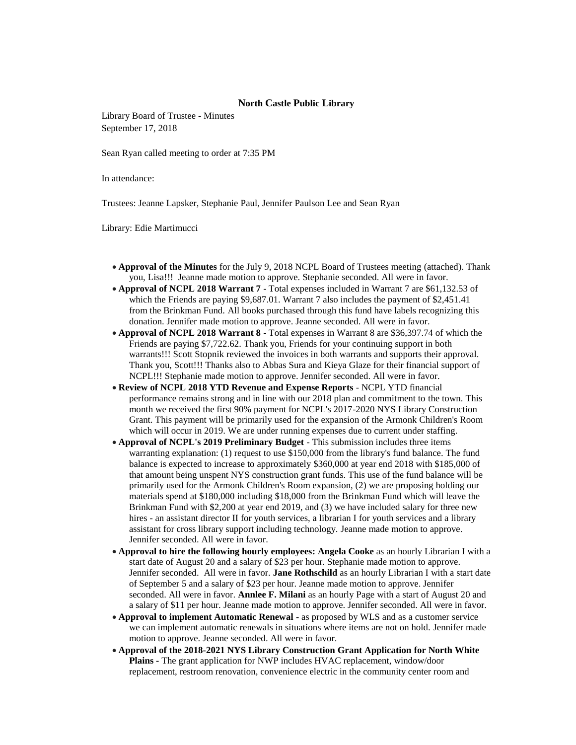**North Castle Public Library**

Library Board of Trustee - Minutes
September 17, 2018

Sean Ryan called meeting to order at 7:35 PM

In attendance:

Trustees: Jeanne Lapsker, Stephanie Paul, Jennifer Paulson Lee and Sean Ryan

Library: Edie Martimucci

- **Approval of the Minutes** for the July 9, 2018 NCPL Board of Trustees meeting (attached). Thank you, Lisa!!! Jeanne made motion to approve. Stephanie seconded. All were in favor.
- **Approval of NCPL 2018 Warrant 7** - Total expenses included in Warrant 7 are $61,132.53 of which the Friends are paying $9,687.01. Warrant 7 also includes the payment of $2,451.41 from the Brinkman Fund. All books purchased through this fund have labels recognizing this donation. Jennifer made motion to approve. Jeanne seconded. All were in favor.
- **Approval of NCPL 2018 Warrant 8** - Total expenses in Warrant 8 are $36,397.74 of which the Friends are paying $7,722.62. Thank you, Friends for your continuing support in both warrants!!! Scott Stopnik reviewed the invoices in both warrants and supports their approval. Thank you, Scott!!! Thanks also to Abbas Sura and Kieya Glaze for their financial support of NCPL!!! Stephanie made motion to approve. Jennifer seconded. All were in favor.
- **Review of NCPL 2018 YTD Revenue and Expense Reports** - NCPL YTD financial performance remains strong and in line with our 2018 plan and commitment to the town. This month we received the first 90% payment for NCPL's 2017-2020 NYS Library Construction Grant. This payment will be primarily used for the expansion of the Armonk Children's Room which will occur in 2019. We are under running expenses due to current under staffing.
- **Approval of NCPL's 2019 Preliminary Budget** - This submission includes three items warranting explanation: (1) request to use $150,000 from the library's fund balance. The fund balance is expected to increase to approximately $360,000 at year end 2018 with $185,000 of that amount being unspent NYS construction grant funds. This use of the fund balance will be primarily used for the Armonk Children's Room expansion, (2) we are proposing holding our materials spend at $180,000 including $18,000 from the Brinkman Fund which will leave the Brinkman Fund with $2,200 at year end 2019, and (3) we have included salary for three new hires - an assistant director II for youth services, a librarian I for youth services and a library assistant for cross library support including technology. Jeanne made motion to approve. Jennifer seconded. All were in favor.
- **Approval to hire the following hourly employees: Angela Cooke** as an hourly Librarian I with a start date of August 20 and a salary of $23 per hour. Stephanie made motion to approve. Jennifer seconded. All were in favor. **Jane Rothschild** as an hourly Librarian I with a start date of September 5 and a salary of $23 per hour. Jeanne made motion to approve. Jennifer seconded. All were in favor. **Annlee F. Milani** as an hourly Page with a start of August 20 and a salary of $11 per hour. Jeanne made motion to approve. Jennifer seconded. All were in favor.
- **Approval to implement Automatic Renewal -** as proposed by WLS and as a customer service we can implement automatic renewals in situations where items are not on hold. Jennifer made motion to approve. Jeanne seconded. All were in favor.
- **Approval of the 2018-2021 NYS Library Construction Grant Application for North White Plains -** The grant application for NWP includes HVAC replacement, window/door replacement, restroom renovation, convenience electric in the community center room and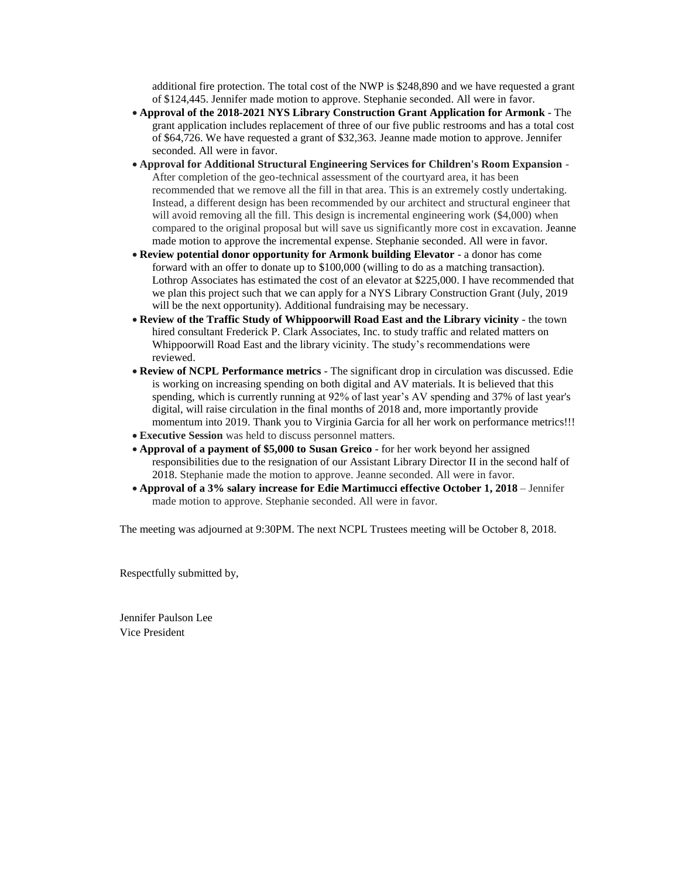additional fire protection. The total cost of the NWP is $248,890 and we have requested a grant of $124,445. Jennifer made motion to approve. Stephanie seconded. All were in favor.

- **Approval of the 2018-2021 NYS Library Construction Grant Application for Armonk** - The grant application includes replacement of three of our five public restrooms and has a total cost of $64,726. We have requested a grant of $32,363. Jeanne made motion to approve. Jennifer seconded. All were in favor.
- **Approval for Additional Structural Engineering Services for Children's Room Expansion** - After completion of the geo-technical assessment of the courtyard area, it has been recommended that we remove all the fill in that area. This is an extremely costly undertaking. Instead, a different design has been recommended by our architect and structural engineer that will avoid removing all the fill. This design is incremental engineering work ($4,000) when compared to the original proposal but will save us significantly more cost in excavation. Jeanne made motion to approve the incremental expense. Stephanie seconded. All were in favor.
- **Review potential donor opportunity for Armonk building Elevator** - a donor has come forward with an offer to donate up to $100,000 (willing to do as a matching transaction). Lothrop Associates has estimated the cost of an elevator at $225,000. I have recommended that we plan this project such that we can apply for a NYS Library Construction Grant (July, 2019 will be the next opportunity). Additional fundraising may be necessary.
- **Review of the Traffic Study of Whippoorwill Road East and the Library vicinity** - the town hired consultant Frederick P. Clark Associates, Inc. to study traffic and related matters on Whippoorwill Road East and the library vicinity. The study's recommendations were reviewed.
- **Review of NCPL Performance metrics** - The significant drop in circulation was discussed. Edie is working on increasing spending on both digital and AV materials. It is believed that this spending, which is currently running at 92% of last year's AV spending and 37% of last year's digital, will raise circulation in the final months of 2018 and, more importantly provide momentum into 2019. Thank you to Virginia Garcia for all her work on performance metrics!!!
- **Executive Session** was held to discuss personnel matters.
- **Approval of a payment of $5,000 to Susan Greico** - for her work beyond her assigned responsibilities due to the resignation of our Assistant Library Director II in the second half of 2018. Stephanie made the motion to approve. Jeanne seconded. All were in favor.
- **Approval of a 3% salary increase for Edie Martimucci effective October 1, 2018** – Jennifer made motion to approve. Stephanie seconded. All were in favor.

The meeting was adjourned at 9:30PM. The next NCPL Trustees meeting will be October 8, 2018.

Respectfully submitted by,

Jennifer Paulson Lee
Vice President